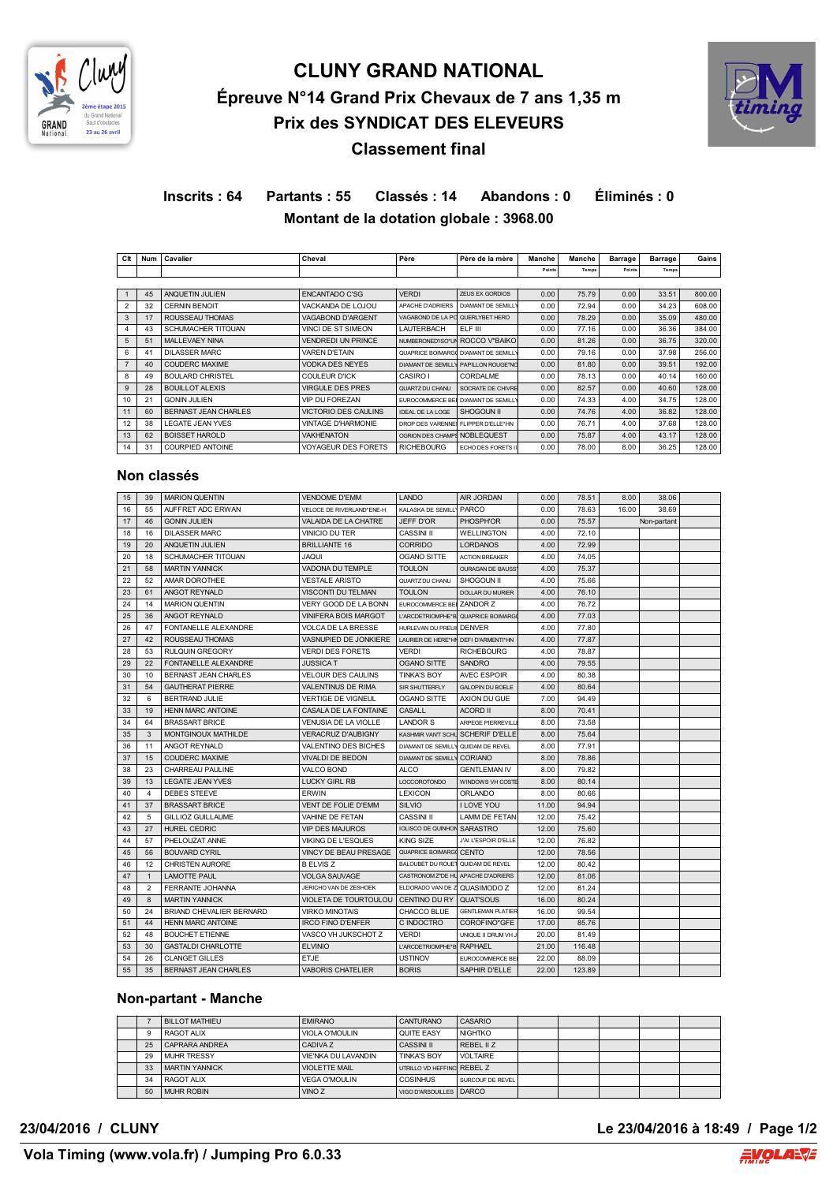# CLUNY GRAND NATIONAL

## Épreuve N°14 Grand Prix Chevaux de 7 ans 1,35 m

## Prix des SYNDICAT DES ELEVEURS

## Classement final

**Inscrits : 64 Partants : 55 Classés : 14 Abandons : 0 Éliminés : 0**

**Montant de la dotation globale : 3968.00**

| Clt | Num | Cavalier | Cheval | Père | Père de la mère | Manche Points | Manche Temps | Barrage Points | Barrage Temps | Gains |
|---|---|---|---|---|---|---|---|---|---|---|
| 1 | 45 | ANQUETIN JULIEN | ENCANTADO C'SG | VERDI | ZEUS EX GORDIOS | 0.00 | 75.79 | 0.00 | 33.51 | 800.00 |
| 2 | 32 | CERNIN BENOIT | VACKANDA DE LOJOU | APACHE D'ADRIERS | DIAMANT DE SEMILLY | 0.00 | 72.94 | 0.00 | 34.23 | 608.00 |
| 3 | 17 | ROUSSEAU THOMAS | VAGABOND D'ARGENT | VAGABOND DE LA PO | QUERLYBET HERO | 0.00 | 78.29 | 0.00 | 35.09 | 480.00 |
| 4 | 43 | SCHUMACHER TITOUAN | VINCI DE ST SIMEON | LAUTERBACH | ELF III | 0.00 | 77.16 | 0.00 | 36.36 | 384.00 |
| 5 | 51 | MALLEVAEY NINA | VENDREDI UN PRINCE | NUMBERONED'SO*UN | ROCCO V*BAIKO | 0.00 | 81.26 | 0.00 | 36.75 | 320.00 |
| 6 | 41 | DILASSER MARC | VAREN D'ETAIN | QUAPRICE BOIMARGO | DIAMANT DE SEMILLY | 0.00 | 79.16 | 0.00 | 37.98 | 256.00 |
| 7 | 40 | COUDERC MAXIME | VODKA DES NEYES | DIAMANT DE SEMILLY | PAPILLON ROUGE*NO | 0.00 | 81.80 | 0.00 | 39.51 | 192.00 |
| 8 | 49 | BOULARD CHRISTEL | COULEUR D'ICK | CASIRO I | CORDALME | 0.00 | 78.13 | 0.00 | 40.14 | 160.00 |
| 9 | 28 | BOUILLOT ALEXIS | VIRGULE DES PRES | QUARTZ DU CHANU | SOCRATE DE CHIVRE | 0.00 | 82.57 | 0.00 | 40.60 | 128.00 |
| 10 | 21 | GONIN JULIEN | VIP DU FOREZAN | EUROCOMMERCE BER | DIAMANT DE SEMILLY | 0.00 | 74.33 | 4.00 | 34.75 | 128.00 |
| 11 | 60 | BERNAST JEAN CHARLES | VICTORIO DES CAULINS | IDEAL DE LA LOGE | SHOGOUN II | 0.00 | 74.76 | 4.00 | 36.82 | 128.00 |
| 12 | 38 | LEGATE JEAN YVES | VINTAGE D'HARMONIE | DROP DES VARENNES | FLIPPER D'ELLE*HN | 0.00 | 76.71 | 4.00 | 37.68 | 128.00 |
| 13 | 62 | BOISSET HAROLD | VAKHENATON | OGRION DES CHAMPS | NOBLEQUEST | 0.00 | 75.87 | 4.00 | 43.17 | 128.00 |
| 14 | 31 | COURPIED ANTOINE | VOYAGEUR DES FORETS | RICHEBOURG | ECHO DES FORETS II | 0.00 | 78.00 | 8.00 | 36.25 | 128.00 |

## Non classés

| Clt | Num | Cavalier | Cheval | Père | Père de la mère | Manche Points | Manche Temps | Barrage Points | Barrage Temps | Gains |
|---|---|---|---|---|---|---|---|---|---|---|
| 15 | 39 | MARION QUENTIN | VENDOME D'EMM | LANDO | AIR JORDAN | 0.00 | 78.51 | 8.00 | 38.06 | |
| 16 | 55 | AUFFRET ADC ERWAN | VELOCE DE RIVERLAND*ENE-H | KALASKA DE SEMILLY | PARCO | 0.00 | 78.63 | 16.00 | 38.69 | |
| 17 | 46 | GONIN JULIEN | VALAIDA DE LA CHATRE | JEFF D'OR | PHOSPH'OR | 0.00 | 75.57 | | Non-partant | |
| 18 | 16 | DILASSER MARC | VINICIO DU TER | CASSINI II | WELLINGTON | 4.00 | 72.10 | | | |
| 19 | 20 | ANQUETIN JULIEN | BRILLIANTE 16 | CORRIDO | LORDANOS | 4.00 | 72.99 | | | |
| 20 | 18 | SCHUMACHER TITOUAN | JAQUI | OGANO SITTE | ACTION BREAKER | 4.00 | 74.05 | | | |
| 21 | 58 | MARTIN YANNICK | VADONA DU TEMPLE | TOULON | OURAGAN DE BAUSSY | 4.00 | 75.37 | | | |
| 22 | 52 | AMAR DOROTHEE | VESTALE ARISTO | QUARTZ DU CHANU | SHOGOUN II | 4.00 | 75.66 | | | |
| 23 | 61 | ANGOT REYNALD | VISCONTI DU TELMAN | TOULON | DOLLAR DU MURIER | 4.00 | 76.10 | | | |
| 24 | 14 | MARION QUENTIN | VERY GOOD DE LA BONN | EUROCOMMERCE BER | ZANDOR Z | 4.00 | 76.72 | | | |
| 25 | 36 | ANGOT REYNALD | VINIFERA BOIS MARGOT | L'ARCDETRIOMPHE*B | QUAPRICE BOIMARGO | 4.00 | 77.03 | | | |
| 26 | 47 | FONTANELLE ALEXANDRE | VOLCA DE LA BRESSE | HURLEVAN DU PREUIL | DENVER | 4.00 | 77.80 | | | |
| 27 | 42 | ROUSSEAU THOMAS | VASNUPIED DE JONKIERE | LAURIER DE HERE*HN | DEFI D'ARMENTI*HN | 4.00 | 77.87 | | | |
| 28 | 53 | RULQUIN GREGORY | VERDI DES FORETS | VERDI | RICHEBOURG | 4.00 | 78.87 | | | |
| 29 | 22 | FONTANELLE ALEXANDRE | JUSSICA T | OGANO SITTE | SANDRO | 4.00 | 79.55 | | | |
| 30 | 10 | BERNAST JEAN CHARLES | VELOUR DES CAULINS | TINKA'S BOY | AVEC ESPOIR | 4.00 | 80.38 | | | |
| 31 | 54 | GAUTHERAT PIERRE | VALENTINUS DE RIMA | SIR SHUTTERFLY | GALOPIN DU BOELE | 4.00 | 80.64 | | | |
| 32 | 6 | BERTRAND JULIE | VERTIGE DE VIGNEUL | OGANO SITTE | AXION DU GUE | 7.00 | 94.49 | | | |
| 33 | 19 | HENN MARC ANTOINE | CASALA DE LA FONTAINE | CASALL | ACORD II | 8.00 | 70.41 | | | |
| 34 | 64 | BRASSART BRICE | VENUSIA DE LA VIOLLE | LANDOR S | ARPEGE PIERREVILLE | 8.00 | 73.58 | | | |
| 35 | 3 | MONTGINOUX MATHILDE | VERACRUZ D'AUBIGNY | KASHMIR VAN'T SCHU | SCHERIF D'ELLE | 8.00 | 75.64 | | | |
| 36 | 11 | ANGOT REYNALD | VALENTINO DES BICHES | DIAMANT DE SEMILLY | QUIDAM DE REVEL | 8.00 | 77.91 | | | |
| 37 | 15 | COUDERC MAXIME | VIVALDI DE BEDON | DIAMANT DE SEMILLY | CORIANO | 8.00 | 78.86 | | | |
| 38 | 23 | CHARREAU PAULINE | VALCO BOND | ALCO | GENTLEMAN IV | 8.00 | 79.82 | | | |
| 39 | 13 | LEGATE JEAN YVES | LUCKY GIRL RB | LOCCOROTONDO | WINDOWS VH COSTE | 8.00 | 80.14 | | | |
| 40 | 4 | DEBES STEEVE | ERWIN | LEXICON | ORLANDO | 8.00 | 80.66 | | | |
| 41 | 37 | BRASSART BRICE | VENT DE FOLIE D'EMM | SILVIO | I LOVE YOU | 11.00 | 94.94 | | | |
| 42 | 5 | GILLIOZ GUILLAUME | VAHINE DE FETAN | CASSINI II | LAMM DE FETAN | 12.00 | 75.42 | | | |
| 43 | 27 | HUREL CEDRIC | VIP DES MAJUROS | IOLISCO DE QUINHON | SARASTRO | 12.00 | 75.60 | | | |
| 44 | 57 | PHELOUZAT ANNE | VIKING DE L'ESQUES | KING SIZE | J'AI L'ESPOIR D'ELLE | 12.00 | 76.82 | | | |
| 45 | 56 | BOUVARD CYRIL | VINCY DE BEAU PRESAGE | QUAPRICE BOIMARGO | CENTO | 12.00 | 78.56 | | | |
| 46 | 12 | CHRISTEN AURORE | B ELVIS Z | BALOUBET DU ROUET | QUIDAM DE REVEL | 12.00 | 80.42 | | | |
| 47 | 1 | LAMOTTE PAUL | VOLGA SAUVAGE | CASTRONOM Z*DE HU | APACHE D'ADRIERS | 12.00 | 81.06 | | | |
| 48 | 2 | FERRANTE JOHANNA | JERICHO VAN DE ZESHOEK | ELDORADO VAN DE Z | QUASIMODO Z | 12.00 | 81.24 | | | |
| 49 | 8 | MARTIN YANNICK | VIOLETA DE TOURTOULOU | CENTINO DU RY | QUAT'SOUS | 16.00 | 80.24 | | | |
| 50 | 24 | BRIAND CHEVALIER BERNARD | VIRKO MINOTAIS | CHACCO BLUE | GENTLEMAN PLATIER | 16.00 | 99.54 | | | |
| 51 | 44 | HENN MARC ANTOINE | IRCO FINO D'ENFER | C INDOCTRO | COROFINO*GFE | 17.00 | 85.76 | | | |
| 52 | 48 | BOUCHET ETIENNE | VASCO VH JUKSCHOT Z | VERDI | UNIQUE II DRUM VH J | 20.00 | 81.49 | | | |
| 53 | 30 | GASTALDI CHARLOTTE | ELVINIO | L'ARCDETRIOMPHE*B | RAPHAEL | 21.00 | 116.48 | | | |
| 54 | 26 | CLANGET GILLES | ETJE | USTINOV | EUROCOMMERCE BER | 22.00 | 88.09 | | | |
| 55 | 35 | BERNAST JEAN CHARLES | VABORIS CHATELIER | BORIS | SAPHIR D'ELLE | 22.00 | 123.89 | | | |

## Non-partant - Manche

| Clt | Num | Cavalier | Cheval | Père | Père de la mère | Manche Points | Manche Temps | Barrage Points | Barrage Temps | Gains |
|---|---|---|---|---|---|---|---|---|---|---|
| | 7 | BILLOT MATHIEU | EMIRANO | CANTURANO | CASARIO | | | | | |
| | 9 | RAGOT ALIX | VIOLA O'MOULIN | QUITE EASY | NIGHTKO | | | | | |
| | 25 | CAPRARA ANDREA | CADIVA Z | CASSINI II | REBEL II Z | | | | | |
| | 29 | MUHR TRESSY | VIE'NKA DU LAVANDIN | TINKA'S BOY | VOLTAIRE | | | | | |
| | 33 | MARTIN YANNICK | VIOLETTE MAIL | UTRILLO VD HEFFINC | REBEL Z | | | | | |
| | 34 | RAGOT ALIX | VEGA O'MOULIN | COSINHUS | SURCOUF DE REVEL | | | | | |
| | 50 | MUHR ROBIN | VINO Z | VIGO D'ARSOUILLES | DARCO | | | | | |

**23/04/2016 / CLUNY** — **Le 23/04/2016 à 18:49**

**Vola Timing (www.vola.fr) / Jumping Pro 6.0.33**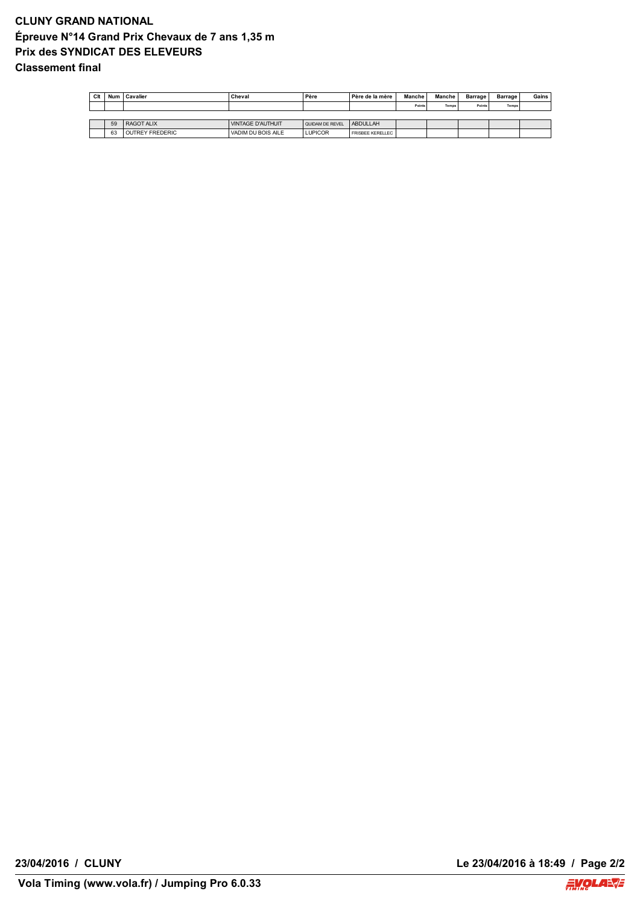# CLUNY GRAND NATIONAL

## Épreuve N°14 Grand Prix Chevaux de 7 ans 1,35 m

## Prix des SYNDICAT DES ELEVEURS

## Classement final

| Clt | Num | Cavalier | Cheval | Père | Père de la mère | Manche | Manche | Barrage | Barrage | Gains |
|---|---|---|---|---|---|---|---|---|---|---|
| | | | | | | Points | Temps | Points | Temps | |
| | 59 | RAGOT ALIX | VINTAGE D'AUTHUIT | QUIDAM DE REVEL | ABDULLAH | | | | | |
| | 63 | OUTREY FREDERIC | VADIM DU BOIS AILE | LUPICOR | FRISBEE KERELLEC | | | | | |

23/04/2016 / CLUNY

Le 23/04/2016 à 18:49

Vola Timing (www.vola.fr) / Jumping Pro 6.0.33